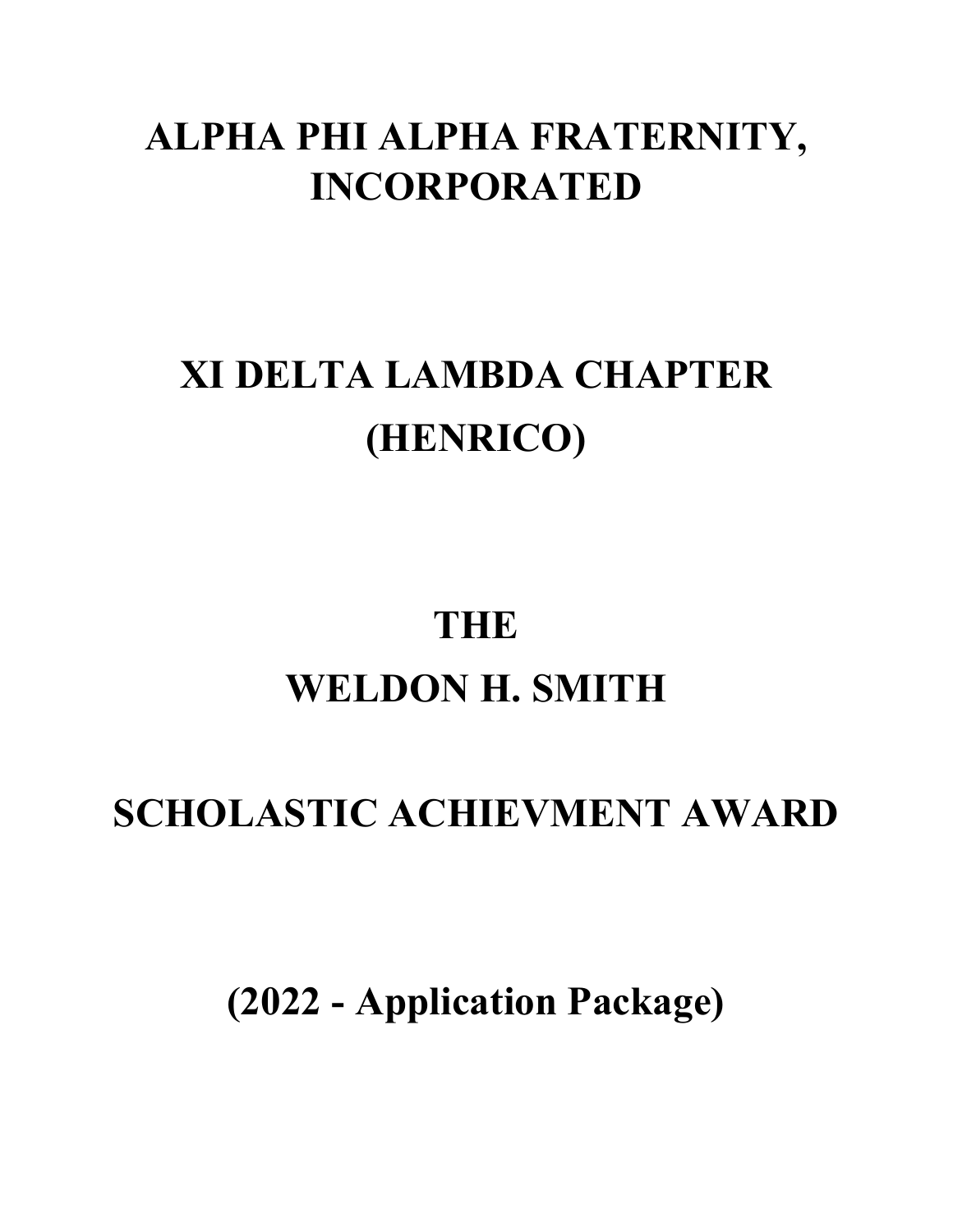# ALPHA PHI ALPHA FRATERNITY, INCORPORATED

# XI DELTA LAMBDA CHAPTER (HENRICO)

# THE WELDON H. SMITH

# SCHOLASTIC ACHIEVMENT AWARD

## (2022 - Application Package)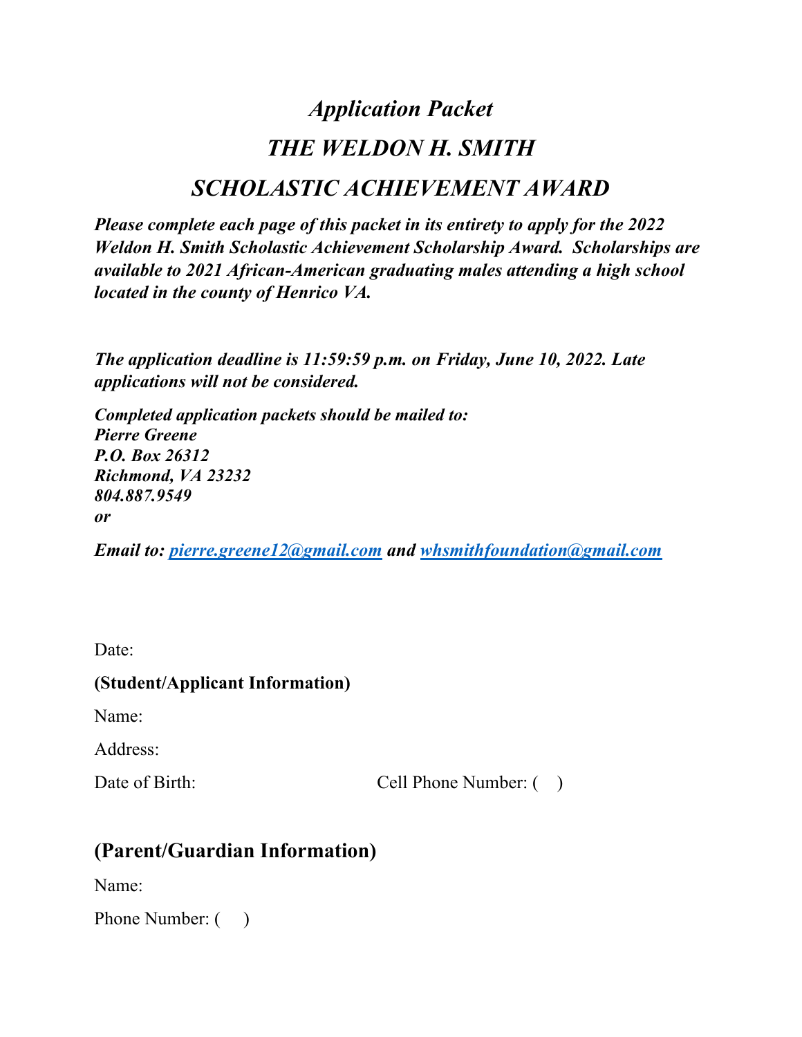# *Application Packet*

# *THE WELDON H. SMITH*

# *SCHOLASTIC ACHIEVEMENT AWARD*

***Please complete each page of this packet in its entirety to apply for the 2022 Weldon H. Smith Scholastic Achievement Scholarship Award. Scholarships are available to 2021 African-American graduating males attending a high school located in the county of Henrico VA.***

***The application deadline is 11:59:59 p.m. on Friday, June 10, 2022. Late applications will not be considered.***

***Completed application packets should be mailed to:***
***Pierre Greene***
***P.O. Box 26312***
***Richmond, VA 23232***
***804.887.9549***
***or***

***Email to: [pierre.greene12@gmail.com](mailto:pierre.greene12@gmail.com) and [whsmithfoundation@gmail.com](mailto:whsmithfoundation@gmail.com)***

Date:

**(Student/Applicant Information)**

Name:

Address:

Date of Birth: Cell Phone Number: (  )

## (Parent/Guardian Information)

Name:

Phone Number: (  )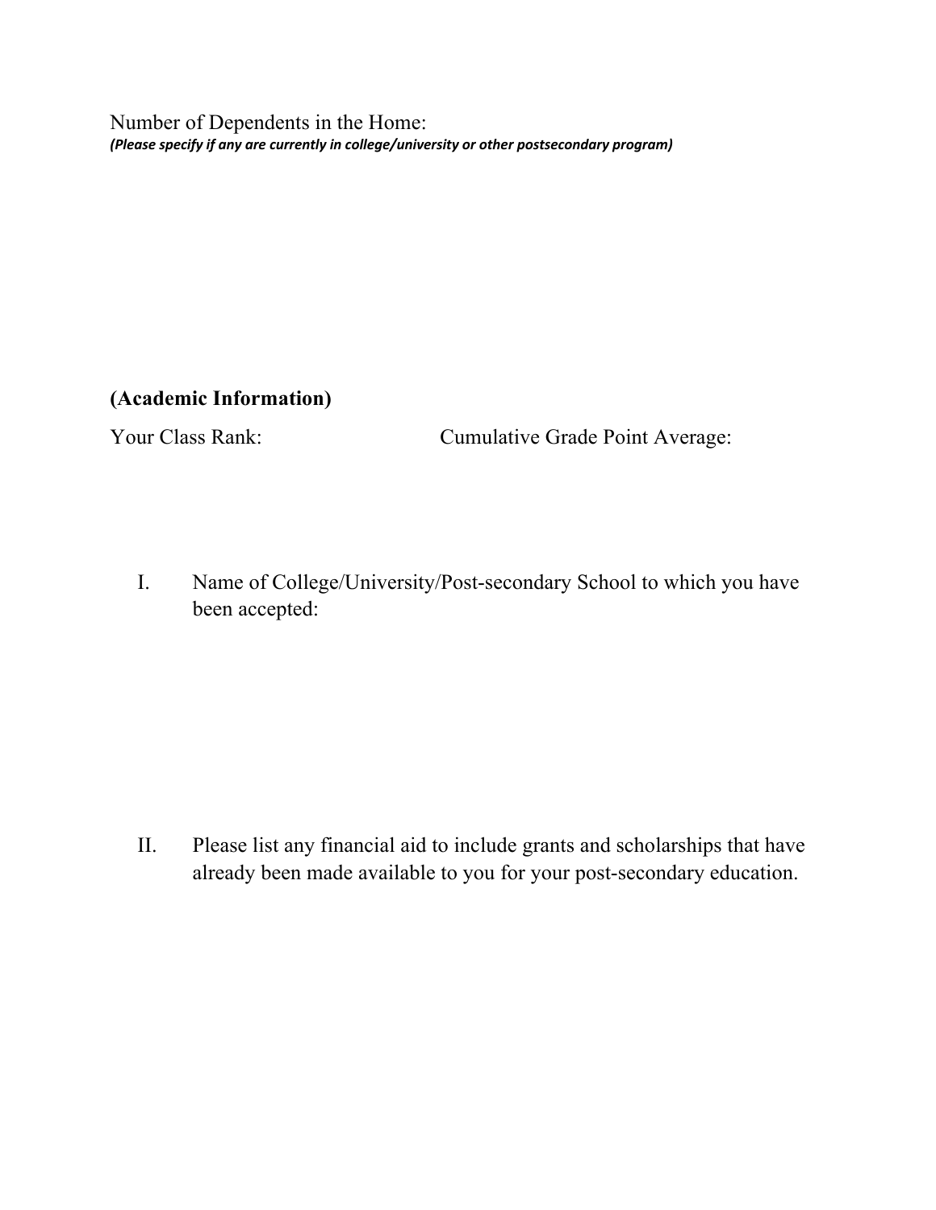Number of Dependents in the Home:
***(Please specify if any are currently in college/university or other postsecondary program)***

**(Academic Information)**

Your Class Rank: Cumulative Grade Point Average:

I. Name of College/University/Post-secondary School to which you have been accepted:

II. Please list any financial aid to include grants and scholarships that have already been made available to you for your post-secondary education.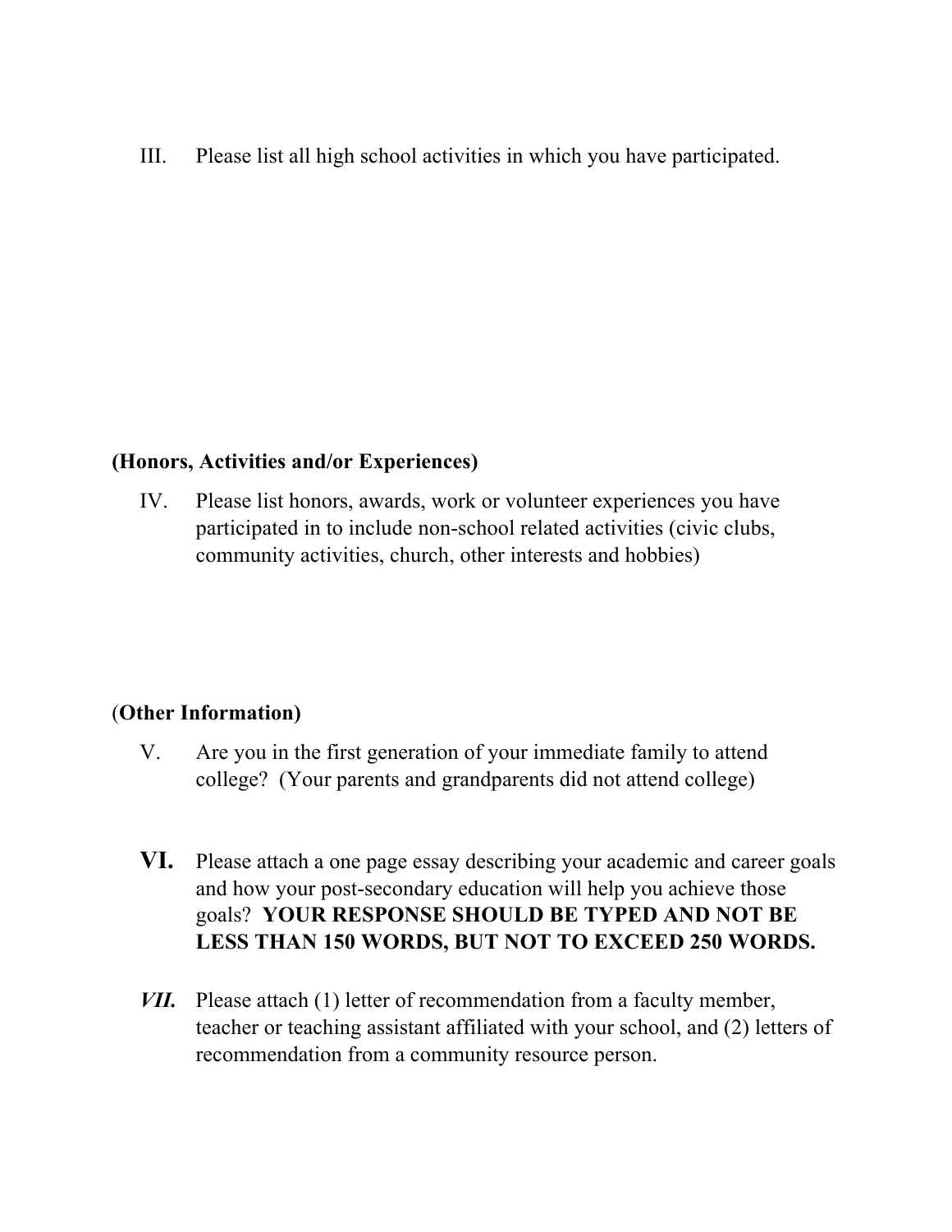III. Please list all high school activities in which you have participated.

**(Honors, Activities and/or Experiences)**

IV. Please list honors, awards, work or volunteer experiences you have participated in to include non-school related activities (civic clubs, community activities, church, other interests and hobbies)

(**Other Information)**

V. Please list your first generation of your immediate family to attend college? (Your parents and grandparents did not attend college)

**VI.** Please attach a one page essay describing your academic and career goals and how your post-secondary education will help you achieve those goals? **YOUR RESPONSE SHOULD BE TYPED AND NOT BE LESS THAN 150 WORDS, BUT NOT TO EXCEED 250 WORDS.**

***VII.*** Please attach (1) letter of recommendation from a faculty member, teacher or teaching assistant affiliated with your school, and (2) letters of recommendation from a community resource person.

III. Please list all high school activities in which you have participated.

**(Honors, Activities and/or Experiences)**

IV. Please list honors, awards, work or volunteer experiences you have participated in to include non-school related activities (civic clubs, community activities, church, other interests and hobbies)

(**Other Information)**

V. Are you in the first generation of your immediate family to attend college? (Your parents and grandparents did not attend college)

**VI.** Please attach a one page essay describing your academic and career goals and how your post-secondary education will help you achieve those goals? **YOUR RESPONSE SHOULD BE TYPED AND NOT BE LESS THAN 150 WORDS, BUT NOT TO EXCEED 250 WORDS.**

***VII.*** Please attach (1) letter of recommendation from a faculty member, teacher or teaching assistant affiliated with your school, and (2) letters of recommendation from a community resource person.